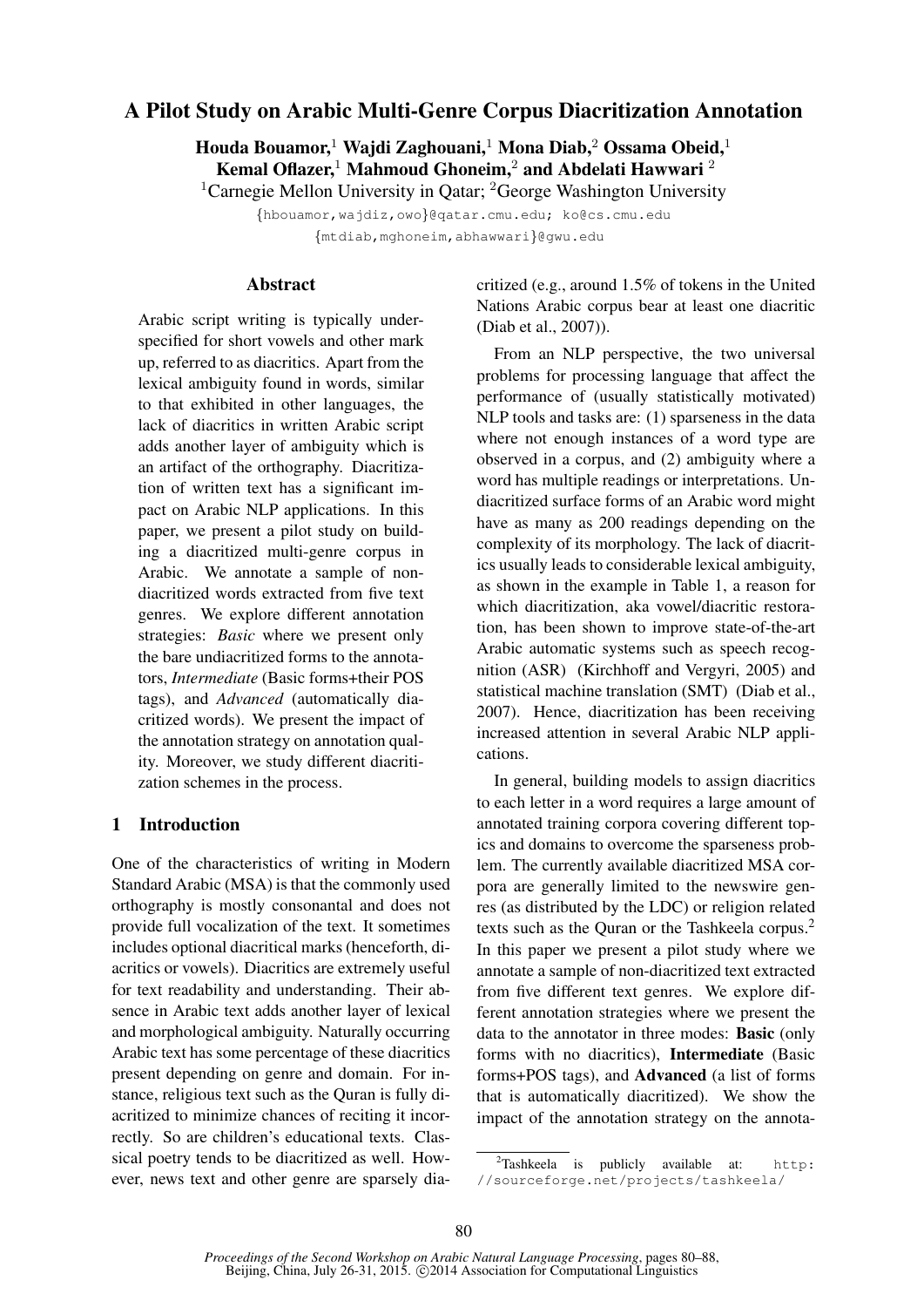# A Pilot Study on Arabic Multi-Genre Corpus Diacritization Annotation

**Houda Bouamor,[1] Wajdi Zaghouani,[1] Mona Diab,[2] Ossama Obeid,[1] Kemal Oflazer,[1] Mahmoud Ghoneim,[2] and Abdelati Hawwari [2]**

[1]Carnegie Mellon University in Qatar; [2]George Washington University

{hbouamor,wajdiz,owo}@qatar.cmu.edu; ko@cs.cmu.edu

{mtdiab,mghoneim,abhawwari}@gwu.edu

## Abstract

Arabic script writing is typically underspecified for short vowels and other mark up, referred to as diacritics. Apart from the lexical ambiguity found in words, similar to that exhibited in other languages, the lack of diacritics in written Arabic script adds another layer of ambiguity which is an artifact of the orthography. Diacritization of written text has a significant impact on Arabic NLP applications. In this paper, we present a pilot study on building a diacritized multi-genre corpus in Arabic. We annotate a sample of non-diacritized words extracted from five text genres. We explore different annotation strategies: *Basic* where we present only the bare undiacritized forms to the annotators, *Intermediate* (Basic forms+their POS tags), and *Advanced* (automatically diacritized words). We present the impact of the annotation strategy on annotation quality. Moreover, we study different diacritization schemes in the process.

## 1 Introduction

One of the characteristics of writing in Modern Standard Arabic (MSA) is that the commonly used orthography is mostly consonantal and does not provide full vocalization of the text. It sometimes includes optional diacritical marks (henceforth, diacritics or vowels). Diacritics are extremely useful for text readability and understanding. Their absence in Arabic text adds another layer of lexical and morphological ambiguity. Naturally occurring Arabic text has some percentage of these diacritics present depending on genre and domain. For instance, religious text such as the Quran is fully diacritized to minimize chances of reciting it incorrectly. So are children's educational texts. Classical poetry tends to be diacritized as well. However, news text and other genre are sparsely diacritized (e.g., around 1.5% of tokens in the United Nations Arabic corpus bear at least one diacritic (Diab et al., 2007)).

From an NLP perspective, the two universal problems for processing language that affect the performance of (usually statistically motivated) NLP tools and tasks are: (1) sparseness in the data where not enough instances of a word type are observed in a corpus, and (2) ambiguity where a word has multiple readings or interpretations. Undiacritized surface forms of an Arabic word might have as many as 200 readings depending on the complexity of its morphology. The lack of diacritics usually leads to considerable lexical ambiguity, as shown in the example in Table 1, a reason for which diacritization, aka vowel/diacritic restoration, has been shown to improve state-of-the-art Arabic automatic systems such as speech recognition (ASR) (Kirchhoff and Vergyri, 2005) and statistical machine translation (SMT) (Diab et al., 2007). Hence, diacritization has been receiving increased attention in several Arabic NLP applications.

In general, building models to assign diacritics to each letter in a word requires a large amount of annotated training corpora covering different topics and domains to overcome the sparseness problem. The currently available diacritized MSA corpora are generally limited to the newswire genres (as distributed by the LDC) or religion related texts such as the Quran or the Tashkeela corpus.[2] In this paper we present a pilot study where we annotate a sample of non-diacritized text extracted from five different text genres. We explore different annotation strategies where we present the data to the annotator in three modes: **Basic** (only forms with no diacritics), **Intermediate** (Basic forms+POS tags), and **Advanced** (a list of forms that is automatically diacritized). We show the impact of the annotation strategy on the annota-

[2]Tashkeela is publicly available at: http://sourceforge.net/projects/tashkeela/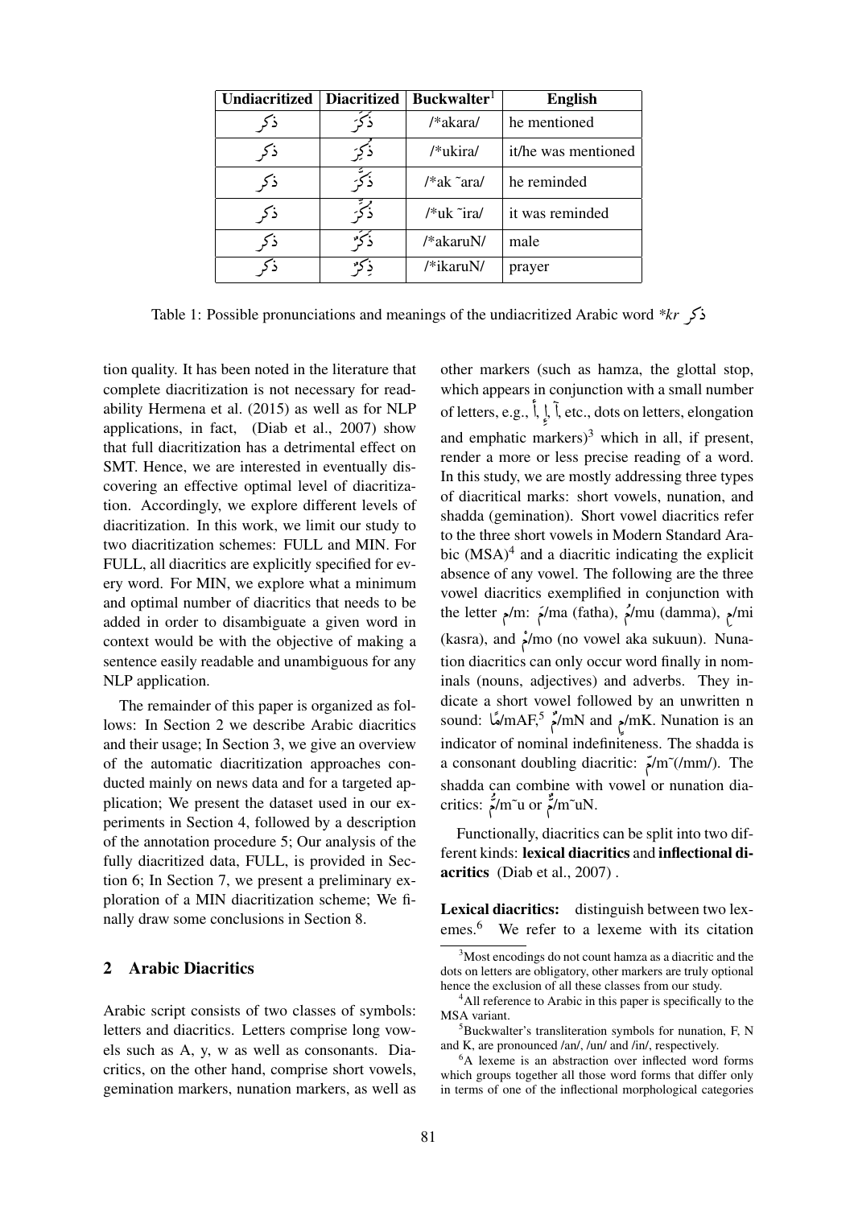| Undiacritized | Diacritized | Buckwalter[1] | English |
|---|---|---|---|
| ذكر | ذَكَرَ | /*akara/ | he mentioned |
| ذكر | ذُكِرَ | /*ukira/ | it/he was mentioned |
| ذكر | ذَكَّرَ | /*ak ~ara/ | he reminded |
| ذكر | ذُكِّرَ | /*uk ~ira/ | it was reminded |
| ذكر | ذَكَرٌ | /*akaruN/ | male |
| ذكر | ذِكْرٌ | /*ikaruN/ | prayer |

Table 1: Possible pronunciations and meanings of the undiacritized Arabic word *\*kr* ذكر

tion quality. It has been noted in the literature that complete diacritization is not necessary for readability Hermena et al. (2015) as well as for NLP applications, in fact, (Diab et al., 2007) show that full diacritization has a detrimental effect on SMT. Hence, we are interested in eventually discovering an effective optimal level of diacritization. Accordingly, we explore different levels of diacritization. In this work, we limit our study to two diacritization schemes: FULL and MIN. For FULL, all diacritics are explicitly specified for every word. For MIN, we explore what a minimum and optimal number of diacritics that needs to be added in order to disambiguate a given word in context would be with the objective of making a sentence easily readable and unambiguous for any NLP application.

The remainder of this paper is organized as follows: In Section 2 we describe Arabic diacritics and their usage; In Section 3, we give an overview of the automatic diacritization approaches conducted mainly on news data and for a targeted application; We present the dataset used in our experiments in Section 4, followed by a description of the annotation procedure 5; Our analysis of the fully diacritized data, FULL, is provided in Section 6; In Section 7, we present a preliminary exploration of a MIN diacritization scheme; We finally draw some conclusions in Section 8.

## 2 Arabic Diacritics

Arabic script consists of two classes of symbols: letters and diacritics. Letters comprise long vowels such as A, y, w as well as consonants. Diacritics, on the other hand, comprise short vowels, gemination markers, nunation markers, as well as other markers (such as hamza, the glottal stop, which appears in conjunction with a small number of letters, e.g., أ, إ, آ, etc., dots on letters, elongation and emphatic markers)[3] which in all, if present, render a more or less precise reading of a word. In this study, we are mostly addressing three types of diacritical marks: short vowels, nunation, and shadda (gemination). Short vowel diacritics refer to the three short vowels in Modern Standard Arabic (MSA)[4] and a diacritic indicating the explicit absence of any vowel. The following are the three vowel diacritics exemplified in conjunction with the letter م/m: مَ/ma (fatha), مُ/mu (damma), مِ/mi (kasra), and مْ/mo (no vowel aka sukuun). Nunation diacritics can only occur word finally in nominals (nouns, adjectives) and adverbs. They indicate a short vowel followed by an unwritten n sound: مًا/mAF,[5] مٌ/mN and مٍ/mK. Nunation is an indicator of nominal indefiniteness. The shadda is a consonant doubling diacritic: مّ/m~(/mm/). The shadda can combine with vowel or nunation diacritics: مُّ/m~u or مٌّ/m~uN.

Functionally, diacritics can be split into two different kinds: **lexical diacritics** and **inflectional diacritics** (Diab et al., 2007) .

**Lexical diacritics:** distinguish between two lexemes.[6] We refer to a lexeme with its citation

[3] Most encodings do not count hamza as a diacritic and the dots on letters are obligatory, other markers are truly optional hence the exclusion of all these classes from our study.

[4] All reference to Arabic in this paper is specifically to the MSA variant.

[5] Buckwalter's transliteration symbols for nunation, F, N and K, are pronounced /an/, /un/ and /in/, respectively.

[6] A lexeme is an abstraction over inflected word forms which groups together all those word forms that differ only in terms of one of the inflectional morphological categories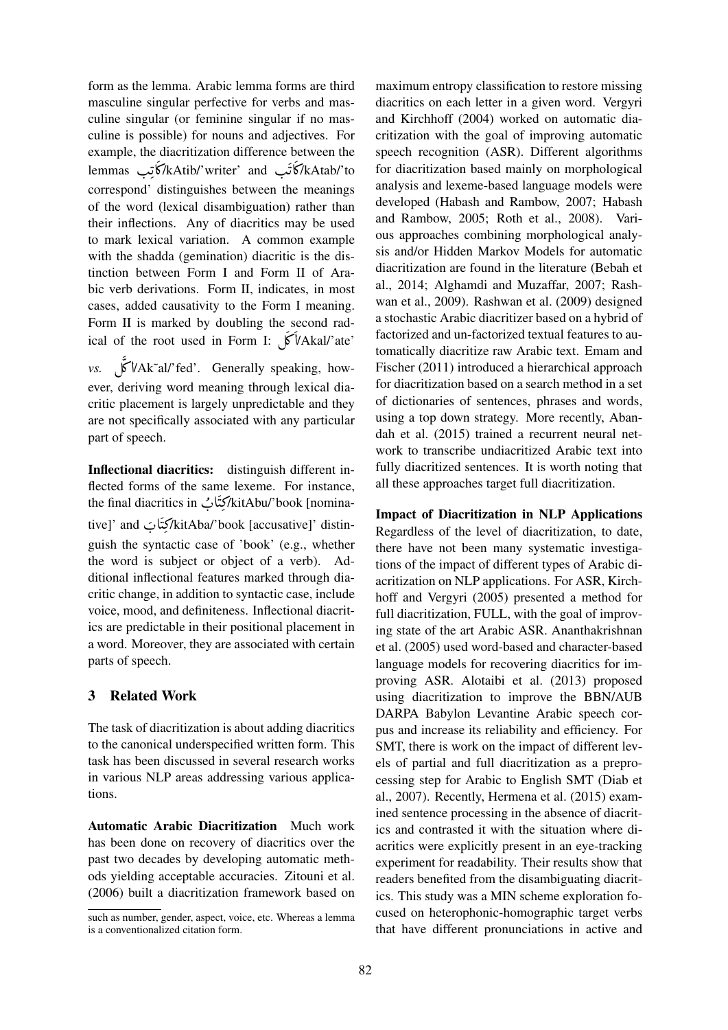form as the lemma. Arabic lemma forms are third masculine singular perfective for verbs and masculine singular (or feminine singular if no masculine is possible) for nouns and adjectives. For example, the diacritization difference between the lemmas كَاتِب/kAtib/'writer' and كَاتَب/kAtab/'to correspond' distinguishes between the meanings of the word (lexical disambiguation) rather than their inflections. Any of diacritics may be used to mark lexical variation. A common example with the shadda (gemination) diacritic is the distinction between Form I and Form II of Arabic verb derivations. Form II, indicates, in most cases, added causativity to the Form I meaning. Form II is marked by doubling the second radical of the root used in Form I: أَكَلَ/Akal/'ate' *vs.* أَكَّلَ/Ak~al/'fed'. Generally speaking, however, deriving word meaning through lexical diacritic placement is largely unpredictable and they are not specifically associated with any particular part of speech.

**Inflectional diacritics:** distinguish different inflected forms of the same lexeme. For instance, the final diacritics in كِتَابُ/kitAbu/'book [nominative]' and كِتَابَ/kitAba/'book [accusative]' distinguish the syntactic case of 'book' (e.g., whether the word is subject or object of a verb). Additional inflectional features marked through diacritic change, in addition to syntactic case, include voice, mood, and definiteness. Inflectional diacritics are predictable in their positional placement in a word. Moreover, they are associated with certain parts of speech.

## 3 Related Work

The task of diacritization is about adding diacritics to the canonical underspecified written form. This task has been discussed in several research works in various NLP areas addressing various applications.

**Automatic Arabic Diacritization** Much work has been done on recovery of diacritics over the past two decades by developing automatic methods yielding acceptable accuracies. Zitouni et al. (2006) built a diacritization framework based on maximum entropy classification to restore missing diacritics on each letter in a given word. Vergyri and Kirchhoff (2004) worked on automatic diacritization with the goal of improving automatic speech recognition (ASR). Different algorithms for diacritization based mainly on morphological analysis and lexeme-based language models were developed (Habash and Rambow, 2007; Habash and Rambow, 2005; Roth et al., 2008). Various approaches combining morphological analysis and/or Hidden Markov Models for automatic diacritization are found in the literature (Bebah et al., 2014; Alghamdi and Muzaffar, 2007; Rashwan et al., 2009). Rashwan et al. (2009) designed a stochastic Arabic diacritizer based on a hybrid of factorized and un-factorized textual features to automatically diacritize raw Arabic text. Emam and Fischer (2011) introduced a hierarchical approach for diacritization based on a search method in a set of dictionaries of sentences, phrases and words, using a top down strategy. More recently, Abandah et al. (2015) trained a recurrent neural network to transcribe undiacritized Arabic text into fully diacritized sentences. It is worth noting that all these approaches target full diacritization.

**Impact of Diacritization in NLP Applications** Regardless of the level of diacritization, to date, there have not been many systematic investigations of the impact of different types of Arabic diacritization on NLP applications. For ASR, Kirchhoff and Vergyri (2005) presented a method for full diacritization, FULL, with the goal of improving state of the art Arabic ASR. Ananthakrishnan et al. (2005) used word-based and character-based language models for recovering diacritics for improving ASR. Alotaibi et al. (2013) proposed using diacritization to improve the BBN/AUB DARPA Babylon Levantine Arabic speech corpus and increase its reliability and efficiency. For SMT, there is work on the impact of different levels of partial and full diacritization as a preprocessing step for Arabic to English SMT (Diab et al., 2007). Recently, Hermena et al. (2015) examined sentence processing in the absence of diacritics and contrasted it with the situation where diacritics were explicitly present in an eye-tracking experiment for readability. Their results show that readers benefited from the disambiguating diacritics. This study was a MIN scheme exploration focused on heterophonic-homographic target verbs that have different pronunciations in active and

such as number, gender, aspect, voice, etc. Whereas a lemma is a conventionalized citation form.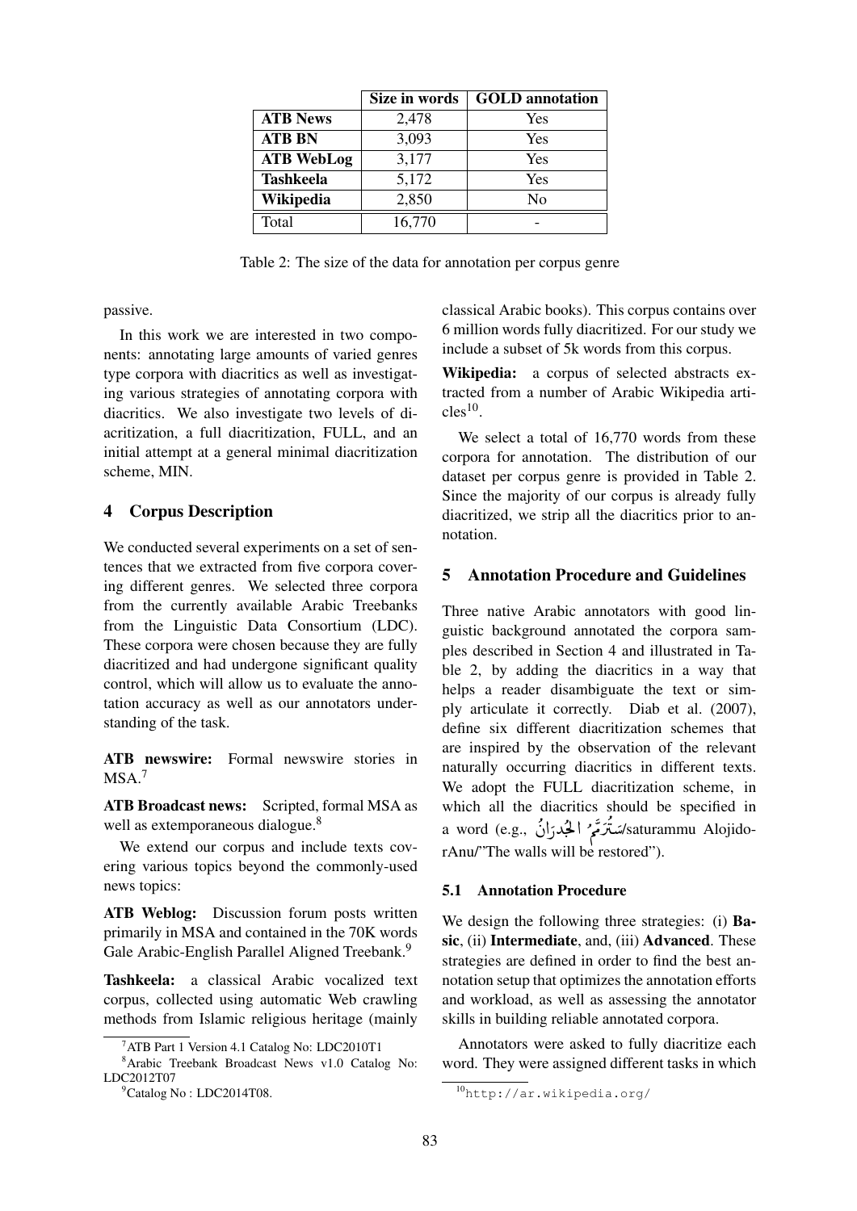|  | Size in words | GOLD annotation |
|---|---|---|
| **ATB News** | 2,478 | Yes |
| **ATB BN** | 3,093 | Yes |
| **ATB WebLog** | 3,177 | Yes |
| **Tashkeela** | 5,172 | Yes |
| **Wikipedia** | 2,850 | No |
| Total | 16,770 | - |

Table 2: The size of the data for annotation per corpus genre

passive.

In this work we are interested in two components: annotating large amounts of varied genres type corpora with diacritics as well as investigating various strategies of annotating corpora with diacritics. We also investigate two levels of diacritization, a full diacritization, FULL, and an initial attempt at a general minimal diacritization scheme, MIN.

## 4 Corpus Description

We conducted several experiments on a set of sentences that we extracted from five corpora covering different genres. We selected three corpora from the currently available Arabic Treebanks from the Linguistic Data Consortium (LDC). These corpora were chosen because they are fully diacritized and had undergone significant quality control, which will allow us to evaluate the annotation accuracy as well as our annotators understanding of the task.

**ATB newswire:** Formal newswire stories in MSA.[7]

**ATB Broadcast news:** Scripted, formal MSA as well as extemporaneous dialogue.[8]

We extend our corpus and include texts covering various topics beyond the commonly-used news topics:

**ATB Weblog:** Discussion forum posts written primarily in MSA and contained in the 70K words Gale Arabic-English Parallel Aligned Treebank.[9]

**Tashkeela:** a classical Arabic vocalized text corpus, collected using automatic Web crawling methods from Islamic religious heritage (mainly classical Arabic books). This corpus contains over 6 million words fully diacritized. For our study we include a subset of 5k words from this corpus.

**Wikipedia:** a corpus of selected abstracts extracted from a number of Arabic Wikipedia articles[10].

We select a total of 16,770 words from these corpora for annotation. The distribution of our dataset per corpus genre is provided in Table 2. Since the majority of our corpus is already fully diacritized, we strip all the diacritics prior to annotation.

## 5 Annotation Procedure and Guidelines

Three native Arabic annotators with good linguistic background annotated the corpora samples described in Section 4 and illustrated in Table 2, by adding the diacritics in a way that helps a reader disambiguate the text or simply articulate it correctly. Diab et al. (2007), define six different diacritization schemes that are inspired by the observation of the relevant naturally occurring diacritics in different texts. We adopt the FULL diacritization scheme, in which all the diacritics should be specified in a word (e.g., سَتُرَمَّمُ الجُدرَانُ/saturammu AlojidorAnu/"The walls will be restored").

### 5.1 Annotation Procedure

We design the following three strategies: (i) **Basic**, (ii) **Intermediate**, and, (iii) **Advanced**. These strategies are defined in order to find the best annotation setup that optimizes the annotation efforts and workload, as well as assessing the annotator skills in building reliable annotated corpora.

Annotators were asked to fully diacritize each word. They were assigned different tasks in which

[7] ATB Part 1 Version 4.1 Catalog No: LDC2010T1

[8] Arabic Treebank Broadcast News v1.0 Catalog No: LDC2012T07

[9] Catalog No : LDC2014T08.

[10] http://ar.wikipedia.org/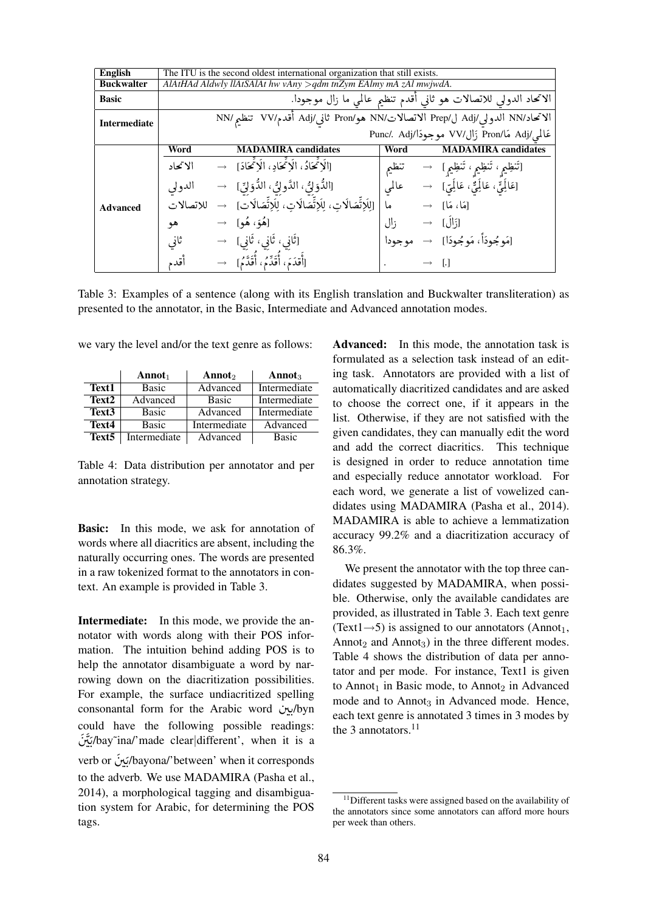| English | The ITU is the second oldest international organization that still exists. | | | | | |
|---|---|---|---|---|---|---|
| Buckwalter | *AlAtHAd Aldwly llAtSAlAt hw vAny >qdm tnZym EAlmy mA zAl mwjwdA.* | | | | | |
| Basic | الاتحاد الدولي للاتصالات هو ثاني أقدم تنظيم عالمي ما زال موجودا. | | | | | |
| Intermediate | الاتحاد/NN الدولي/Adj ل/Prep الاتصالات/NN هو/Pron ثاني/Adj أقدم/VV تنظيم/NN عالمي/Adj مَا/Pron زَال/VV موجودَا/Adj ./Punc | | | | | |
| Advanced | **Word** | **MADAMIRA candidates** | | **Word** | **MADAMIRA candidates** | |
| | الاتحاد | → | [الاتِّحَادُ، الاتِّحَادِ، الاتِّحَادَ] | تنظيم | → | [تَنظِيمِ ، تَنظِيمٍ ، تَنظِيمِ] |
| | الدولي | → | [الدَّوْلِيُّ، الدَّولِيُّ، الدُّوَلِيِّ] | عالمي | → | [عَالَمِيٍّ، عَالَمِيٌّ، عَالَمِيِّ] |
| | للاتصالات | → | [لِلاتِّصَالَاتِ، لِلاتِّصَالَاتِ، لِلاتِّصَالَاتِ] | ما | → | [مَا، مَا] |
| | هو | → | [هُوَ، هُوَ] | زال | → | [زَالَ] |
| | ثاني | → | [ثَانِي، ثَانِي، ثَانِي] | موجودا | → | [مَوجُوداً، مَوجُودًا] |
| | أقدم | → | [أَقدَمَ، أُقَدِّمُ، أُقَدَّمُ] | . | → | [.] |

Table 3: Examples of a sentence (along with its English translation and Buckwalter transliteration) as presented to the annotator, in the Basic, Intermediate and Advanced annotation modes.

we vary the level and/or the text genre as follows:

| | Annot$_1$ | Annot$_2$ | Annot$_3$ |
|---|---|---|---|
| **Text1** | Basic | Advanced | Intermediate |
| **Text2** | Advanced | Basic | Intermediate |
| **Text3** | Basic | Advanced | Intermediate |
| **Text4** | Basic | Intermediate | Advanced |
| **Text5** | Intermediate | Advanced | Basic |

Table 4: Data distribution per annotator and per annotation strategy.

**Basic:** In this mode, we ask for annotation of words where all diacritics are absent, including the naturally occurring ones. The words are presented in a raw tokenized format to the annotators in context. An example is provided in Table 3.

**Intermediate:** In this mode, we provide the annotator with words along with their POS information. The intuition behind adding POS is to help the annotator disambiguate a word by narrowing down on the diacritization possibilities. For example, the surface undiacritized spelling consonantal form for the Arabic word بين/byn could have the following possible readings: بَيَّنَ/bay˜ina/'made clear|different', when it is a verb or بَينَ/bayona/'between' when it corresponds to the adverb. We use MADAMIRA (Pasha et al., 2014), a morphological tagging and disambiguation system for Arabic, for determining the POS tags.

**Advanced:** In this mode, the annotation task is formulated as a selection task instead of an editing task. Annotators are provided with a list of automatically diacritized candidates and are asked to choose the correct one, if it appears in the list. Otherwise, if they are not satisfied with the given candidates, they can manually edit the word and add the correct diacritics. This technique is designed in order to reduce annotation time and especially reduce annotator workload. For each word, we generate a list of vowelized candidates using MADAMIRA (Pasha et al., 2014). MADAMIRA is able to achieve a lemmatization accuracy 99.2% and a diacritization accuracy of 86.3%.

We present the annotator with the top three candidates suggested by MADAMIRA, when possible. Otherwise, only the available candidates are provided, as illustrated in Table 3. Each text genre (Text1→5) is assigned to our annotators (Annot$_1$, Annot$_2$ and Annot$_3$) in the three different modes. Table 4 shows the distribution of data per annotator and per mode. For instance, Text1 is given to Annot$_1$ in Basic mode, to Annot$_2$ in Advanced mode and to Annot$_3$ in Advanced mode. Hence, each text genre is annotated 3 times in 3 modes by the 3 annotators.[11]

[11]Different tasks were assigned based on the availability of the annotators since some annotators can afford more hours per week than others.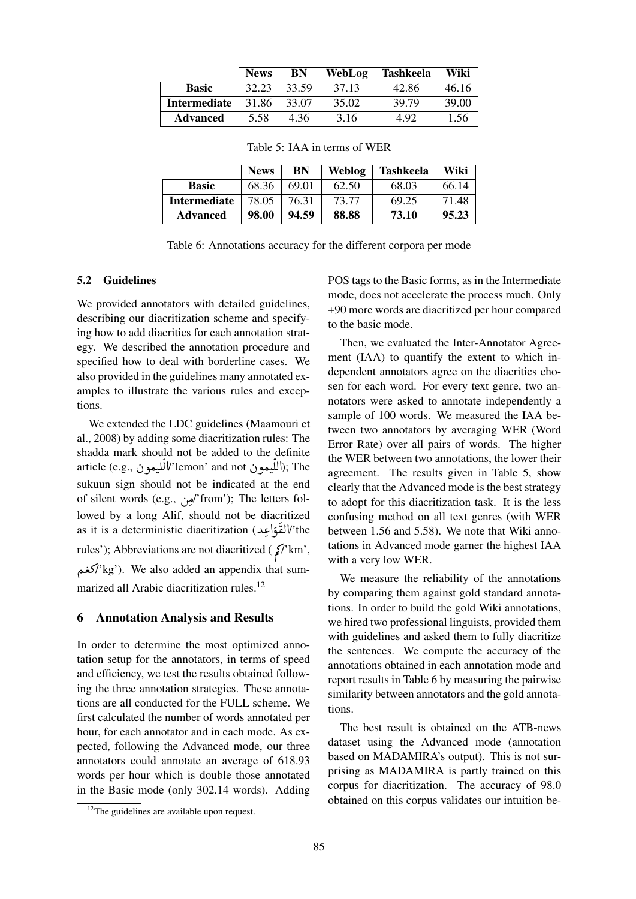|  | News | BN | WebLog | Tashkeela | Wiki |
|---|---|---|---|---|---|
| **Basic** | 32.23 | 33.59 | 37.13 | 42.86 | 46.16 |
| **Intermediate** | 31.86 | 33.07 | 35.02 | 39.79 | 39.00 |
| **Advanced** | 5.58 | 4.36 | 3.16 | 4.92 | 1.56 |

Table 5: IAA in terms of WER

|  | News | BN | Weblog | Tashkeela | Wiki |
|---|---|---|---|---|---|
| **Basic** | 68.36 | 69.01 | 62.50 | 68.03 | 66.14 |
| **Intermediate** | 78.05 | 76.31 | 73.77 | 69.25 | 71.48 |
| **Advanced** | **98.00** | **94.59** | **88.88** | **73.10** | **95.23** |

Table 6: Annotations accuracy for the different corpora per mode

### 5.2 Guidelines

We provided annotators with detailed guidelines, describing our diacritization scheme and specifying how to add diacritics for each annotation strategy. We described the annotation procedure and specified how to deal with borderline cases. We also provided in the guidelines many annotated examples to illustrate the various rules and exceptions.

We extended the LDC guidelines (Maamouri et al., 2008) by adding some diacritization rules: The shadda mark should not be added to the definite article (e.g., اللَيمون/'lemon' and not اللّيمون); The sukuun sign should not be indicated at the end of silent words (e.g., مِن/'from'); The letters followed by a long Alif, should not be diacritized as it is a deterministic diacritization (القَوَاعِد/'the rules'); Abbreviations are not diacritized (كم/'km', كغم/'kg'). We also added an appendix that summarized all Arabic diacritization rules.[12]

## 6 Annotation Analysis and Results

In order to determine the most optimized annotation setup for the annotators, in terms of speed and efficiency, we test the results obtained following the three annotation strategies. These annotations are all conducted for the FULL scheme. We first calculated the number of words annotated per hour, for each annotator and in each mode. As expected, following the Advanced mode, our three annotators could annotate an average of 618.93 words per hour which is double those annotated in the Basic mode (only 302.14 words). Adding POS tags to the Basic forms, as in the Intermediate mode, does not accelerate the process much. Only +90 more words are diacritized per hour compared to the basic mode.

Then, we evaluated the Inter-Annotator Agreement (IAA) to quantify the extent to which independent annotators agree on the diacritics chosen for each word. For every text genre, two annotators were asked to annotate independently a sample of 100 words. We measured the IAA between two annotators by averaging WER (Word Error Rate) over all pairs of words. The higher the WER between two annotations, the lower their agreement. The results given in Table 5, show clearly that the Advanced mode is the best strategy to adopt for this diacritization task. It is the less confusing method on all text genres (with WER between 1.56 and 5.58). We note that Wiki annotations in Advanced mode garner the highest IAA with a very low WER.

We measure the reliability of the annotations by comparing them against gold standard annotations. In order to build the gold Wiki annotations, we hired two professional linguists, provided them with guidelines and asked them to fully diacritize the sentences. We compute the accuracy of the annotations obtained in each annotation mode and report results in Table 6 by measuring the pairwise similarity between annotators and the gold annotations.

The best result is obtained on the ATB-news dataset using the Advanced mode (annotation based on MADAMIRA's output). This is not surprising as MADAMIRA is partly trained on this corpus for diacritization. The accuracy of 98.0 obtained on this corpus validates our intuition be-

[12]The guidelines are available upon request.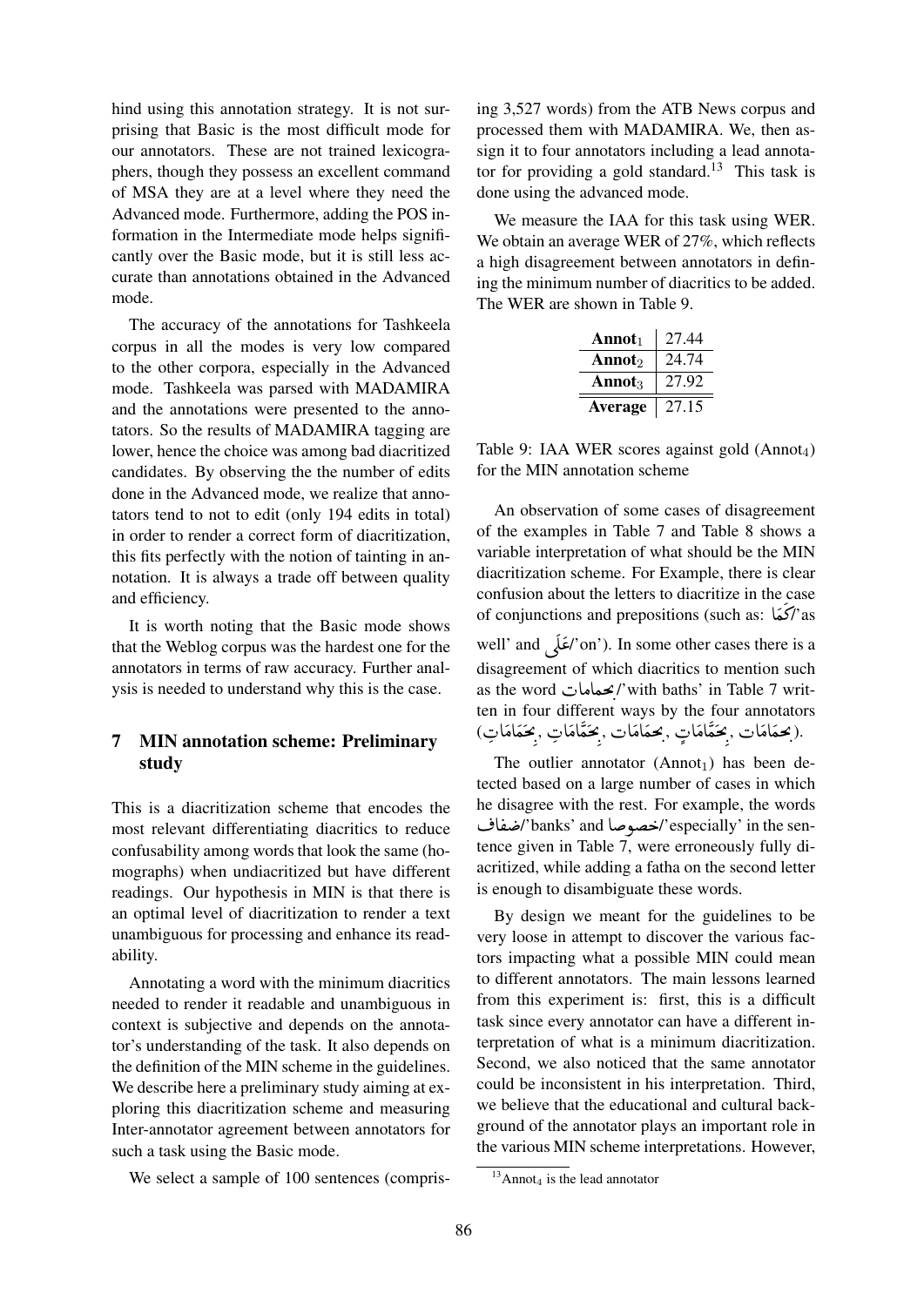hind using this annotation strategy. It is not surprising that Basic is the most difficult mode for our annotators. These are not trained lexicographers, though they possess an excellent command of MSA they are at a level where they need the Advanced mode. Furthermore, adding the POS information in the Intermediate mode helps significantly over the Basic mode, but it is still less accurate than annotations obtained in the Advanced mode.

The accuracy of the annotations for Tashkeela corpus in all the modes is very low compared to the other corpora, especially in the Advanced mode. Tashkeela was parsed with MADAMIRA and the annotations were presented to the annotators. So the results of MADAMIRA tagging are lower, hence the choice was among bad diacritized candidates. By observing the the number of edits done in the Advanced mode, we realize that annotators tend to not to edit (only 194 edits in total) in order to render a correct form of diacritization, this fits perfectly with the notion of tainting in annotation. It is always a trade off between quality and efficiency.

It is worth noting that the Basic mode shows that the Weblog corpus was the hardest one for the annotators in terms of raw accuracy. Further analysis is needed to understand why this is the case.

## 7 MIN annotation scheme: Preliminary study

This is a diacritization scheme that encodes the most relevant differentiating diacritics to reduce confusability among words that look the same (homographs) when undiacritized but have different readings. Our hypothesis in MIN is that there is an optimal level of diacritization to render a text unambiguous for processing and enhance its readability.

Annotating a word with the minimum diacritics needed to render it readable and unambiguous in context is subjective and depends on the annotator's understanding of the task. It also depends on the definition of the MIN scheme in the guidelines. We describe here a preliminary study aiming at exploring this diacritization scheme and measuring Inter-annotator agreement between annotators for such a task using the Basic mode.

We select a sample of 100 sentences (comprising 3,527 words) from the ATB News corpus and processed them with MADAMIRA. We, then assign it to four annotators including a lead annotator for providing a gold standard.[13] This task is done using the advanced mode.

We measure the IAA for this task using WER. We obtain an average WER of 27%, which reflects a high disagreement between annotators in defining the minimum number of diacritics to be added. The WER are shown in Table 9.

| | |
|---|---|
| **Annot**$_1$ | 27.44 |
| **Annot**$_2$ | 24.74 |
| **Annot**$_3$ | 27.92 |
| **Average** | 27.15 |

Table 9: IAA WER scores against gold (Annot$_4$) for the MIN annotation scheme

An observation of some cases of disagreement of the examples in Table 7 and Table 8 shows a variable interpretation of what should be the MIN diacritization scheme. For Example, there is clear confusion about the letters to diacritize in the case of conjunctions and prepositions (such as: كَمَا/'as well' and عَلَى/'on'). In some other cases there is a disagreement of which diacritics to mention such as the word بحمامات/'with baths' in Table 7 written in four different ways by the four annotators (بحمَامَات ,بِحَمَّامَاتٍ ,بحمَامَات ,بِحَمَّامَاتِ ,بِحَمَامَاتِ).

The outlier annotator (Annot$_1$) has been detected based on a large number of cases in which he disagree with the rest. For example, the words ضفاف/'banks' and خصوصا/'especially' in the sentence given in Table 7, were erroneously fully diacritized, while adding a fatha on the second letter is enough to disambiguate these words.

By design we meant for the guidelines to be very loose in attempt to discover the various factors impacting what a possible MIN could mean to different annotators. The main lessons learned from this experiment is: first, this is a difficult task since every annotator can have a different interpretation of what is a minimum diacritization. Second, we also noticed that the same annotator could be inconsistent in his interpretation. Third, we believe that the educational and cultural background of the annotator plays an important role in the various MIN scheme interpretations. However,

[13] Annot$_4$ is the lead annotator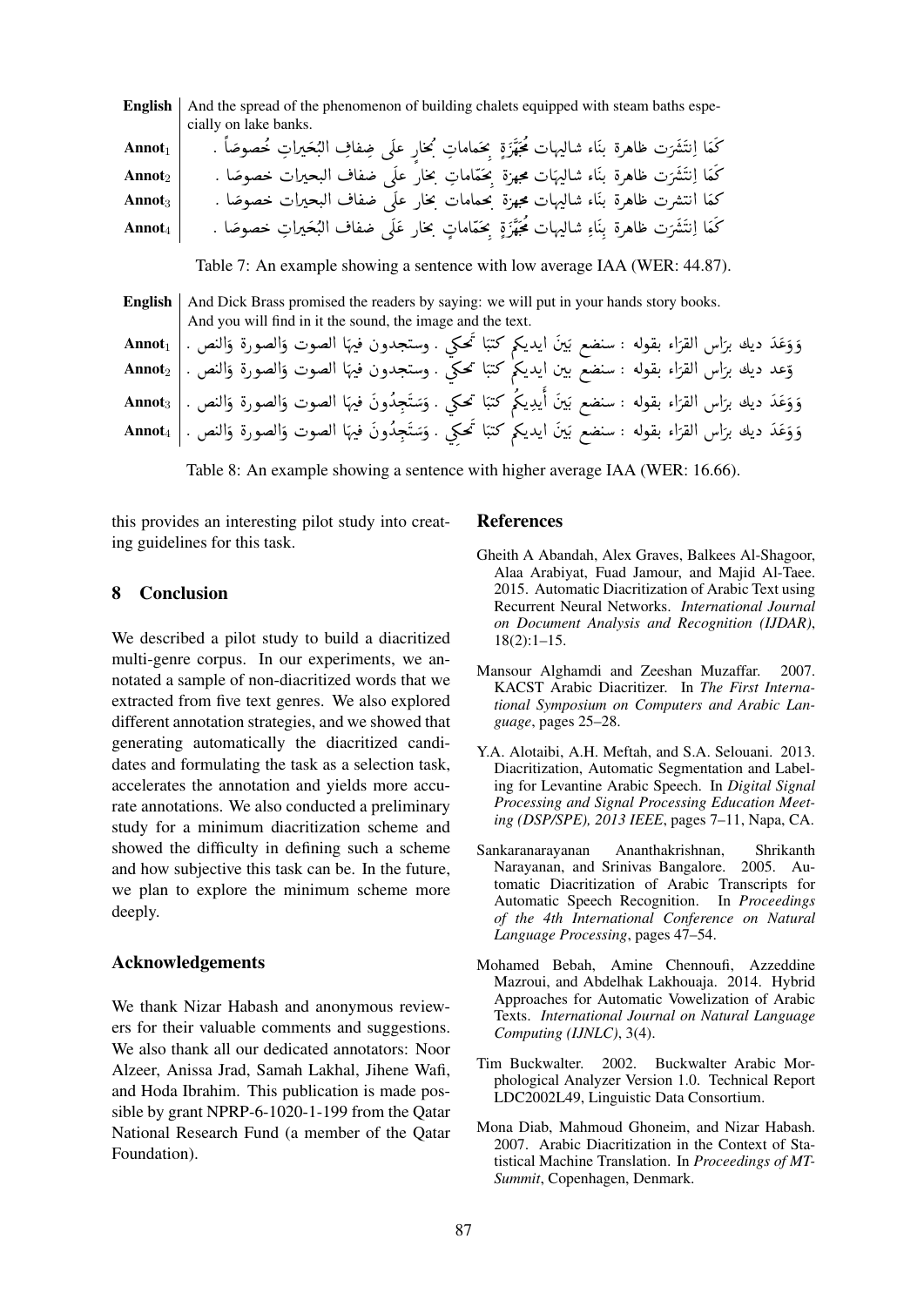| | |
|---|---|
| **English** | And the spread of the phenomenon of building chalets equipped with steam baths especially on lake banks. |
| **Annot**$_1$ | كَمَا إنتَشَرَت ظاهرة بنَاء شاليهات مُجَهَّزَةٍ بِحَماماتِ بُخارٍ علَى ضِفافِ البُحَيراتِ خُصوصَاً . |
| **Annot**$_2$ | كَمَا إنتَشَرَت ظاهرة بنَاء شاليهَات مجهزة بِحَمّاماتِ بخارٍ علَى ضفاف البحيرات خصوصًا . |
| **Annot**$_3$ | كمَا انتشرت ظاهرة بنَاء شاليهات مجهزة بحمامات بخار علَى ضفاف البحيرات خصوصًا . |
| **Annot**$_4$ | كَمَا إنتَشَرَت ظاهرة بِنَاءِ شاليهات مُجَهَّزَةٍ بِحَمّاماتٍ بخار عَلَى ضفاف البُحَيراتِ خصوصًا . |

Table 7: An example showing a sentence with low average IAA (WER: 44.87).

| | |
|---|---|
| **English** | And Dick Brass promised the readers by saying: we will put in your hands story books. And you will find in it the sound, the image and the text. |
| **Annot**$_1$ | وَوَعَدَ ديك برَاس القرّاء بقوله : سنضع بَينَ ايديكم كتبًا تَحكِي . وستجدون فيهَا الصوت وَالصورة وَالنص . |
| **Annot**$_2$ | وَعد ديك برَاس القرّاء بقوله : سنضع بين ايديكم كتبًا تحكِي . وستجدون فيهَا الصوت وَالصورة وَالنص . |
| **Annot**$_3$ | وَوَعَدَ ديك برَاس القرّاء بقوله : سنضع بَينَ أَيدِيكُم كتبًا تحكِي . وَسَتَجِدُونَ فيهَا الصوت وَالصورة وَالنص . |
| **Annot**$_4$ | وَوَعَدَ ديك برَاس القرّاء بقوله : سنضع بَينَ ايديكم كتبًا تَحكِي . وَسَتَجِدُونَ فيهَا الصوت وَالصورة وَالنص . |

Table 8: An example showing a sentence with higher average IAA (WER: 16.66).

this provides an interesting pilot study into creating guidelines for this task.

## 8 Conclusion

We described a pilot study to build a diacritized multi-genre corpus. In our experiments, we annotated a sample of non-diacritized words that we extracted from five text genres. We also explored different annotation strategies, and we showed that generating automatically the diacritized candidates and formulating the task as a selection task, accelerates the annotation and yields more accurate annotations. We also conducted a preliminary study for a minimum diacritization scheme and showed the difficulty in defining such a scheme and how subjective this task can be. In the future, we plan to explore the minimum scheme more deeply.

## Acknowledgements

We thank Nizar Habash and anonymous reviewers for their valuable comments and suggestions. We also thank all our dedicated annotators: Noor Alzeer, Anissa Jrad, Samah Lakhal, Jihene Wafi, and Hoda Ibrahim. This publication is made possible by grant NPRP-6-1020-1-199 from the Qatar National Research Fund (a member of the Qatar Foundation).

## References

Gheith A Abandah, Alex Graves, Balkees Al-Shagoor, Alaa Arabiyat, Fuad Jamour, and Majid Al-Taee. 2015. Automatic Diacritization of Arabic Text using Recurrent Neural Networks. *International Journal on Document Analysis and Recognition (IJDAR)*, 18(2):1–15.

Mansour Alghamdi and Zeeshan Muzaffar. 2007. KACST Arabic Diacritizer. In *The First International Symposium on Computers and Arabic Language*, pages 25–28.

Y.A. Alotaibi, A.H. Meftah, and S.A. Selouani. 2013. Diacritization, Automatic Segmentation and Labeling for Levantine Arabic Speech. In *Digital Signal Processing and Signal Processing Education Meeting (DSP/SPE), 2013 IEEE*, pages 7–11, Napa, CA.

Sankaranarayanan Ananthakrishnan, Shrikanth Narayanan, and Srinivas Bangalore. 2005. Automatic Diacritization of Arabic Transcripts for Automatic Speech Recognition. In *Proceedings of the 4th International Conference on Natural Language Processing*, pages 47–54.

Mohamed Bebah, Amine Chennoufi, Azzeddine Mazroui, and Abdelhak Lakhouaja. 2014. Hybrid Approaches for Automatic Vowelization of Arabic Texts. *International Journal on Natural Language Computing (IJNLC)*, 3(4).

Tim Buckwalter. 2002. Buckwalter Arabic Morphological Analyzer Version 1.0. Technical Report LDC2002L49, Linguistic Data Consortium.

Mona Diab, Mahmoud Ghoneim, and Nizar Habash. 2007. Arabic Diacritization in the Context of Statistical Machine Translation. In *Proceedings of MT-Summit*, Copenhagen, Denmark.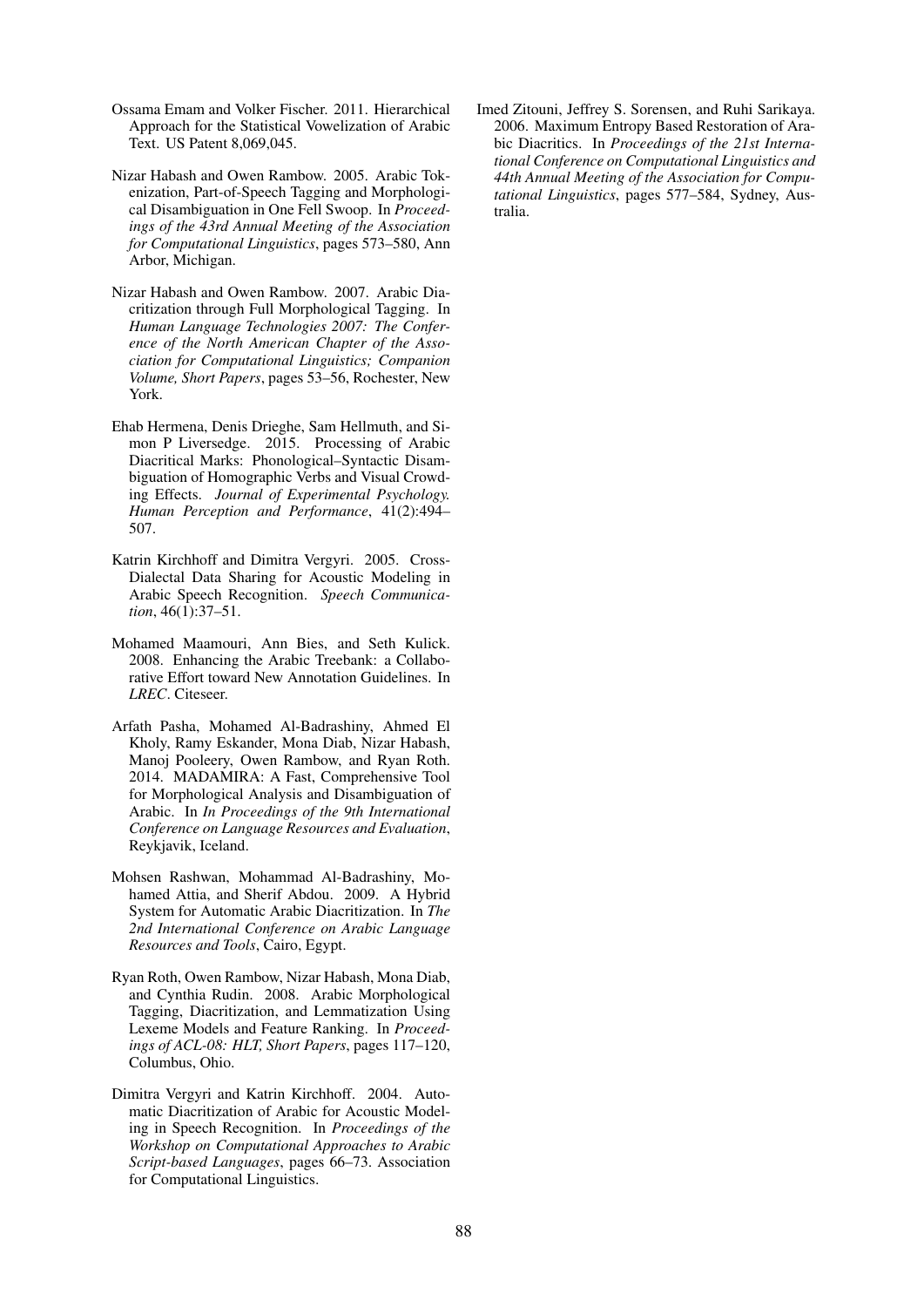Ossama Emam and Volker Fischer. 2011. Hierarchical Approach for the Statistical Vowelization of Arabic Text. US Patent 8,069,045.

Nizar Habash and Owen Rambow. 2005. Arabic Tokenization, Part-of-Speech Tagging and Morphological Disambiguation in One Fell Swoop. In *Proceedings of the 43rd Annual Meeting of the Association for Computational Linguistics*, pages 573–580, Ann Arbor, Michigan.

Nizar Habash and Owen Rambow. 2007. Arabic Diacritization through Full Morphological Tagging. In *Human Language Technologies 2007: The Conference of the North American Chapter of the Association for Computational Linguistics; Companion Volume, Short Papers*, pages 53–56, Rochester, New York.

Ehab Hermena, Denis Drieghe, Sam Hellmuth, and Simon P Liversedge. 2015. Processing of Arabic Diacritical Marks: Phonological–Syntactic Disambiguation of Homographic Verbs and Visual Crowding Effects. *Journal of Experimental Psychology. Human Perception and Performance*, 41(2):494–507.

Katrin Kirchhoff and Dimitra Vergyri. 2005. Cross-Dialectal Data Sharing for Acoustic Modeling in Arabic Speech Recognition. *Speech Communication*, 46(1):37–51.

Mohamed Maamouri, Ann Bies, and Seth Kulick. 2008. Enhancing the Arabic Treebank: a Collaborative Effort toward New Annotation Guidelines. In *LREC*. Citeseer.

Arfath Pasha, Mohamed Al-Badrashiny, Ahmed El Kholy, Ramy Eskander, Mona Diab, Nizar Habash, Manoj Pooleery, Owen Rambow, and Ryan Roth. 2014. MADAMIRA: A Fast, Comprehensive Tool for Morphological Analysis and Disambiguation of Arabic. In *In Proceedings of the 9th International Conference on Language Resources and Evaluation*, Reykjavik, Iceland.

Mohsen Rashwan, Mohammad Al-Badrashiny, Mohamed Attia, and Sherif Abdou. 2009. A Hybrid System for Automatic Arabic Diacritization. In *The 2nd International Conference on Arabic Language Resources and Tools*, Cairo, Egypt.

Ryan Roth, Owen Rambow, Nizar Habash, Mona Diab, and Cynthia Rudin. 2008. Arabic Morphological Tagging, Diacritization, and Lemmatization Using Lexeme Models and Feature Ranking. In *Proceedings of ACL-08: HLT, Short Papers*, pages 117–120, Columbus, Ohio.

Dimitra Vergyri and Katrin Kirchhoff. 2004. Automatic Diacritization of Arabic for Acoustic Modeling in Speech Recognition. In *Proceedings of the Workshop on Computational Approaches to Arabic Script-based Languages*, pages 66–73. Association for Computational Linguistics.

Imed Zitouni, Jeffrey S. Sorensen, and Ruhi Sarikaya. 2006. Maximum Entropy Based Restoration of Arabic Diacritics. In *Proceedings of the 21st International Conference on Computational Linguistics and 44th Annual Meeting of the Association for Computational Linguistics*, pages 577–584, Sydney, Australia.